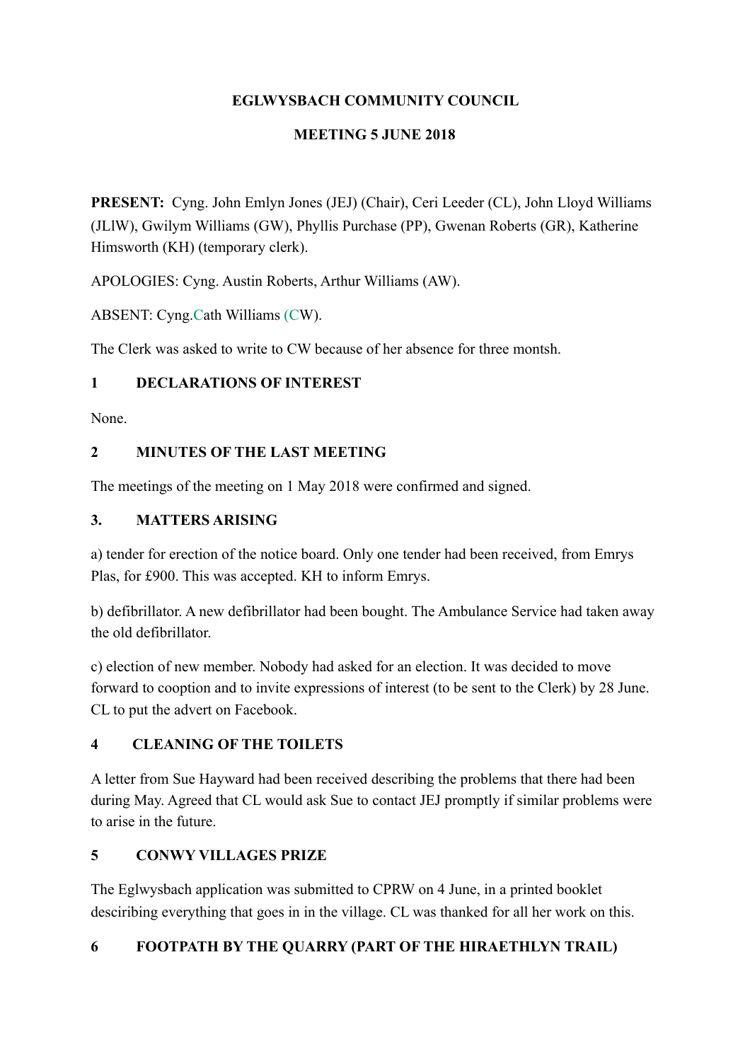**EGLWYSBACH COMMUNITY COUNCIL**

**MEETING 5 JUNE 2018**

**PRESENT:** Cyng. John Emlyn Jones (JEJ) (Chair), Ceri Leeder (CL), John Lloyd Williams (JLlW), Gwilym Williams (GW), Phyllis Purchase (PP), Gwenan Roberts (GR), Katherine Himsworth (KH) (temporary clerk).

APOLOGIES: Cyng. Austin Roberts, Arthur Williams (AW).

ABSENT: Cyng.Cath Williams (CW).

The Clerk was asked to write to CW because of her absence for three montsh.

## 1 DECLARATIONS OF INTEREST

None.

## 2 MINUTES OF THE LAST MEETING

The meetings of the meeting on 1 May 2018 were confirmed and signed.

## 3. MATTERS ARISING

a) tender for erection of the notice board. Only one tender had been received, from Emrys Plas, for £900. This was accepted. KH to inform Emrys.

b) defibrillator. A new defibrillator had been bought. The Ambulance Service had taken away the old defibrillator.

c) election of new member. Nobody had asked for an election. It was decided to move forward to cooption and to invite expressions of interest (to be sent to the Clerk) by 28 June. CL to put the advert on Facebook.

## 4 CLEANING OF THE TOILETS

A letter from Sue Hayward had been received describing the problems that there had been during May. Agreed that CL would ask Sue to contact JEJ promptly if similar problems were to arise in the future.

## 5 CONWY VILLAGES PRIZE

The Eglwysbach application was submitted to CPRW on 4 June, in a printed booklet desciribing everything that goes in in the village. CL was thanked for all her work on this.

## 6 FOOTPATH BY THE QUARRY (PART OF THE HIRAETHLYN TRAIL)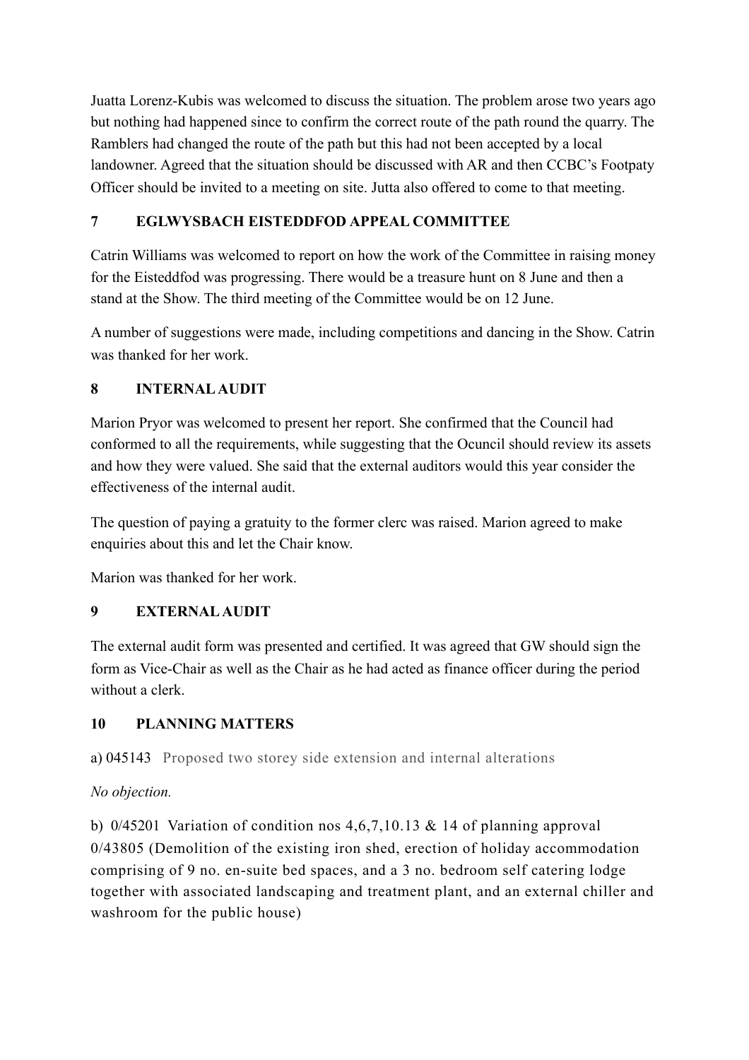Juatta Lorenz-Kubis was welcomed to discuss the situation. The problem arose two years ago but nothing had happened since to confirm the correct route of the path round the quarry. The Ramblers had changed the route of the path but this had not been accepted by a local landowner. Agreed that the situation should be discussed with AR and then CCBC's Footpaty Officer should be invited to a meeting on site. Jutta also offered to come to that meeting.

## 7 EGLWYSBACH EISTEDDFOD APPEAL COMMITTEE

Catrin Williams was welcomed to report on how the work of the Committee in raising money for the Eisteddfod was progressing. There would be a treasure hunt on 8 June and then a stand at the Show. The third meeting of the Committee would be on 12 June.

A number of suggestions were made, including competitions and dancing in the Show. Catrin was thanked for her work.

## 8 INTERNAL AUDIT

Marion Pryor was welcomed to present her report. She confirmed that the Council had conformed to all the requirements, while suggesting that the Ocuncil should review its assets and how they were valued. She said that the external auditors would this year consider the effectiveness of the internal audit.

The question of paying a gratuity to the former clerc was raised. Marion agreed to make enquiries about this and let the Chair know.

Marion was thanked for her work.

## 9 EXTERNAL AUDIT

The external audit form was presented and certified. It was agreed that GW should sign the form as Vice-Chair as well as the Chair as he had acted as finance officer during the period without a clerk.

## 10 PLANNING MATTERS

a) 045143 Proposed two storey side extension and internal alterations

*No objection.*

b) 0/45201 Variation of condition nos 4,6,7,10.13 & 14 of planning approval 0/43805 (Demolition of the existing iron shed, erection of holiday accommodation comprising of 9 no. en-suite bed spaces, and a 3 no. bedroom self catering lodge together with associated landscaping and treatment plant, and an external chiller and washroom for the public house)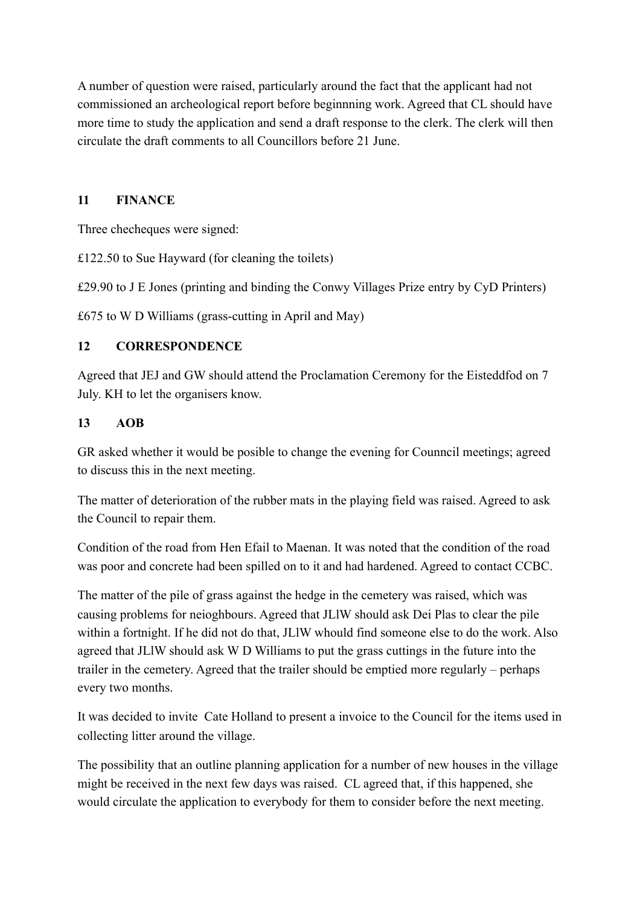A number of question were raised, particularly around the fact that the applicant had not commissioned an archeological report before beginnning work. Agreed that CL should have more time to study the application and send a draft response to the clerk. The clerk will then circulate the draft comments to all Councillors before 21 June.

## 11 FINANCE

Three checheques were signed:

£122.50 to Sue Hayward (for cleaning the toilets)

£29.90 to J E Jones (printing and binding the Conwy Villages Prize entry by CyD Printers)

£675 to W D Williams (grass-cutting in April and May)

## 12 CORRESPONDENCE

Agreed that JEJ and GW should attend the Proclamation Ceremony for the Eisteddfod on 7 July. KH to let the organisers know.

## 13 AOB

GR asked whether it would be posible to change the evening for Counncil meetings; agreed to discuss this in the next meeting.

The matter of deterioration of the rubber mats in the playing field was raised. Agreed to ask the Council to repair them.

Condition of the road from Hen Efail to Maenan. It was noted that the condition of the road was poor and concrete had been spilled on to it and had hardened. Agreed to contact CCBC.

The matter of the pile of grass against the hedge in the cemetery was raised, which was causing problems for neioghbours. Agreed that JLlW should ask Dei Plas to clear the pile within a fortnight. If he did not do that, JLlW whould find someone else to do the work. Also agreed that JLlW should ask W D Williams to put the grass cuttings in the future into the trailer in the cemetery. Agreed that the trailer should be emptied more regularly – perhaps every two months.

It was decided to invite Cate Holland to present a invoice to the Council for the items used in collecting litter around the village.

The possibility that an outline planning application for a number of new houses in the village might be received in the next few days was raised. CL agreed that, if this happened, she would circulate the application to everybody for them to consider before the next meeting.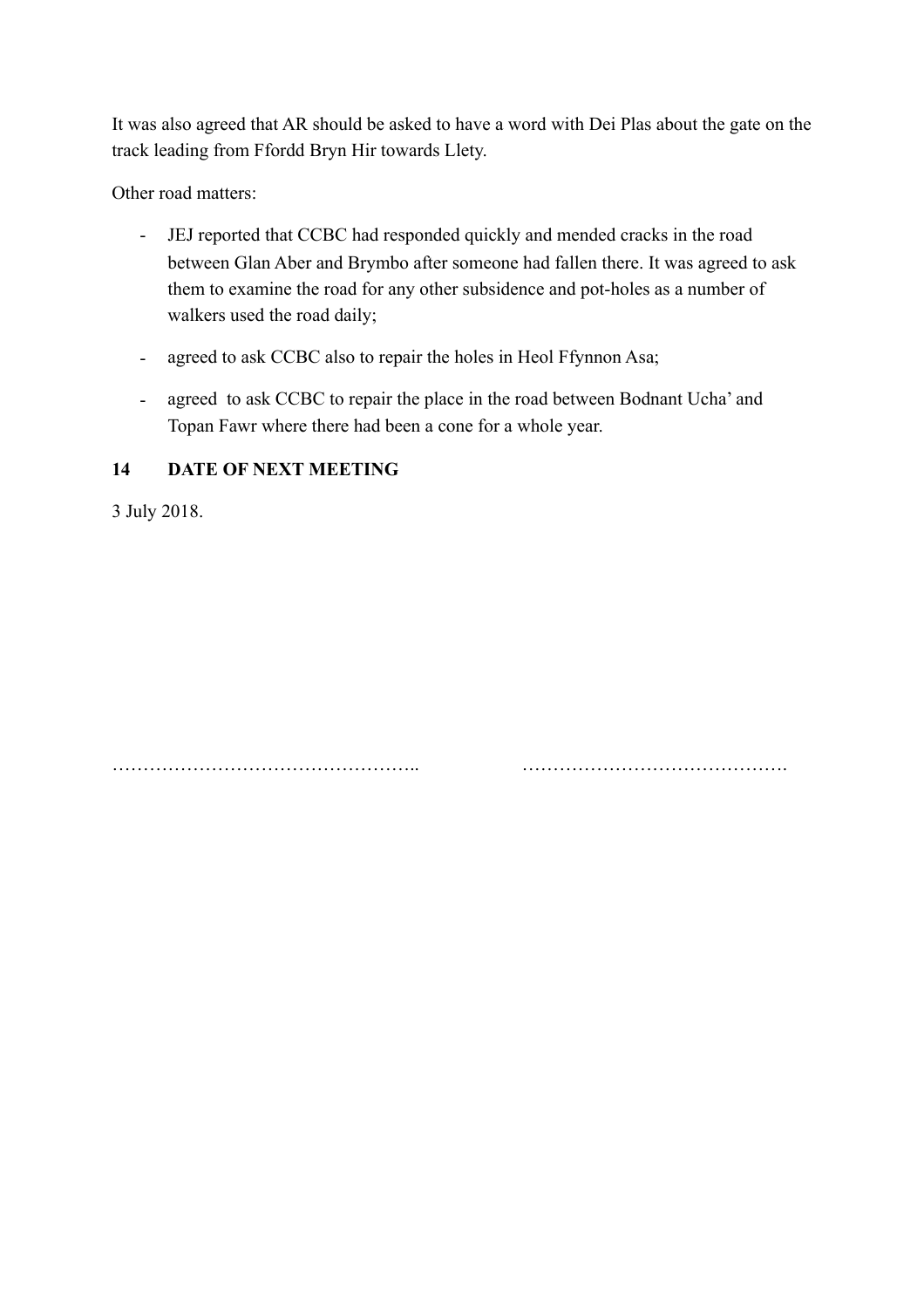It was also agreed that AR should be asked to have a word with Dei Plas about the gate on the track leading from Ffordd Bryn Hir towards Llety.

Other road matters:

- JEJ reported that CCBC had responded quickly and mended cracks in the road between Glan Aber and Brymbo after someone had fallen there. It was agreed to ask them to examine the road for any other subsidence and pot-holes as a number of walkers used the road daily;
- agreed to ask CCBC also to repair the holes in Heol Ffynnon Asa;
- agreed to ask CCBC to repair the place in the road between Bodnant Ucha' and Topan Fawr where there had been a cone for a whole year.

**14 DATE OF NEXT MEETING**

3 July 2018.

………………………………………….. ……………………………………